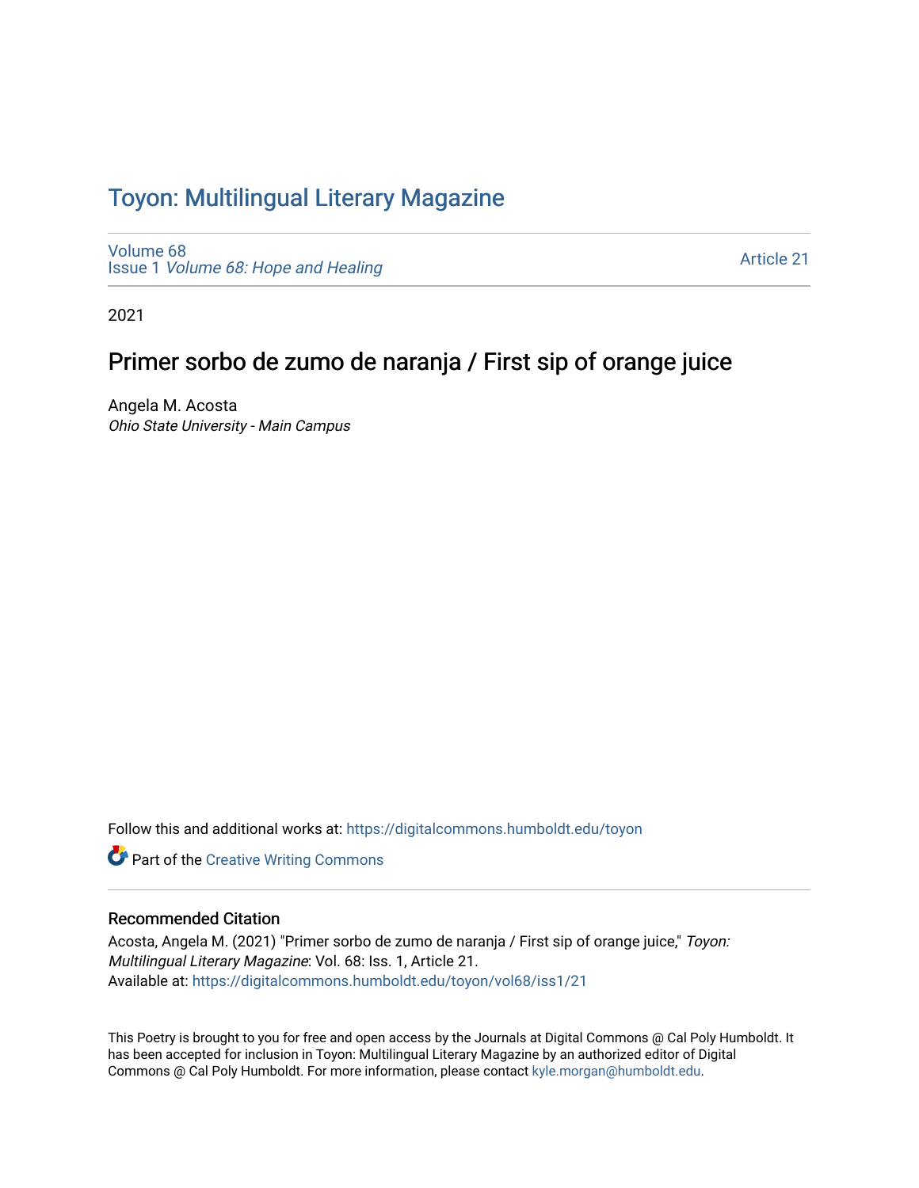# Toyon: Multilingual Literary Magazine

Volume 68
Issue 1 *Volume 68: Hope and Healing*

Article 21

2021

## Primer sorbo de zumo de naranja / First sip of orange juice

Angela M. Acosta
*Ohio State University - Main Campus*

Follow this and additional works at: https://digitalcommons.humboldt.edu/toyon

Part of the Creative Writing Commons

### Recommended Citation

Acosta, Angela M. (2021) "Primer sorbo de zumo de naranja / First sip of orange juice," *Toyon: Multilingual Literary Magazine*: Vol. 68: Iss. 1, Article 21.
Available at: https://digitalcommons.humboldt.edu/toyon/vol68/iss1/21

This Poetry is brought to you for free and open access by the Journals at Digital Commons @ Cal Poly Humboldt. It has been accepted for inclusion in Toyon: Multilingual Literary Magazine by an authorized editor of Digital Commons @ Cal Poly Humboldt. For more information, please contact kyle.morgan@humboldt.edu.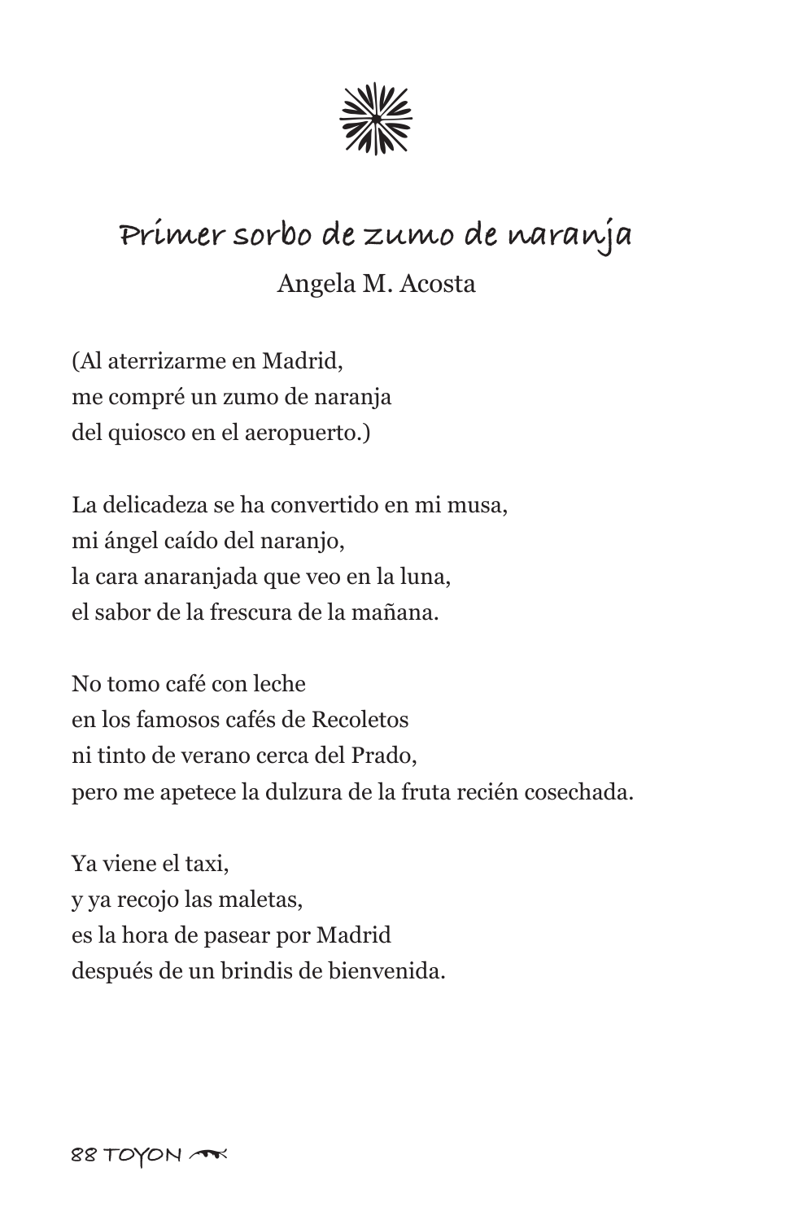## Primer sorbo de zumo de naranja

Angela M. Acosta

(Al aterrizarme en Madrid,  
me compré un zumo de naranja  
del quiosco en el aeropuerto.)

La delicadeza se ha convertido en mi musa,  
mi ángel caído del naranjo,  
la cara anaranjada que veo en la luna,  
el sabor de la frescura de la mañana.

No tomo café con leche  
en los famosos cafés de Recoletos  
ni tinto de verano cerca del Prado,  
pero me apetece la dulzura de la fruta recién cosechada.

Ya viene el taxi,  
y ya recojo las maletas,  
es la hora de pasear por Madrid  
después de un brindis de bienvenida.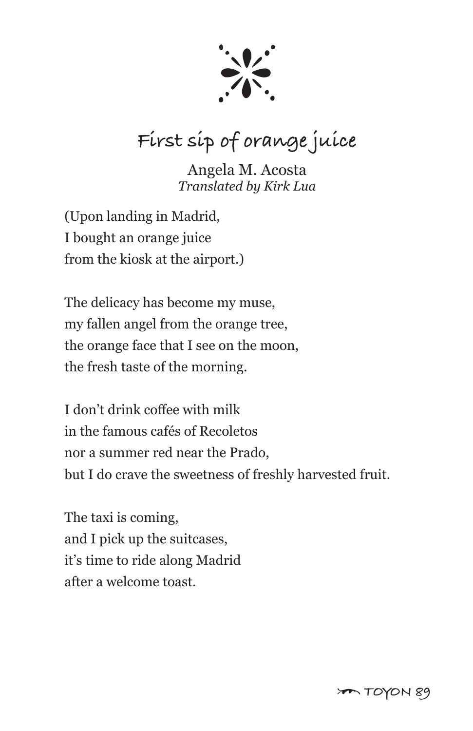# First sip of orange juice

Angela M. Acosta
*Translated by Kirk Lua*

(Upon landing in Madrid,
I bought an orange juice
from the kiosk at the airport.)

The delicacy has become my muse,
my fallen angel from the orange tree,
the orange face that I see on the moon,
the fresh taste of the morning.

I don't drink coffee with milk
in the famous cafés of Recoletos
nor a summer red near the Prado,
but I do crave the sweetness of freshly harvested fruit.

The taxi is coming,
and I pick up the suitcases,
it's time to ride along Madrid
after a welcome toast.